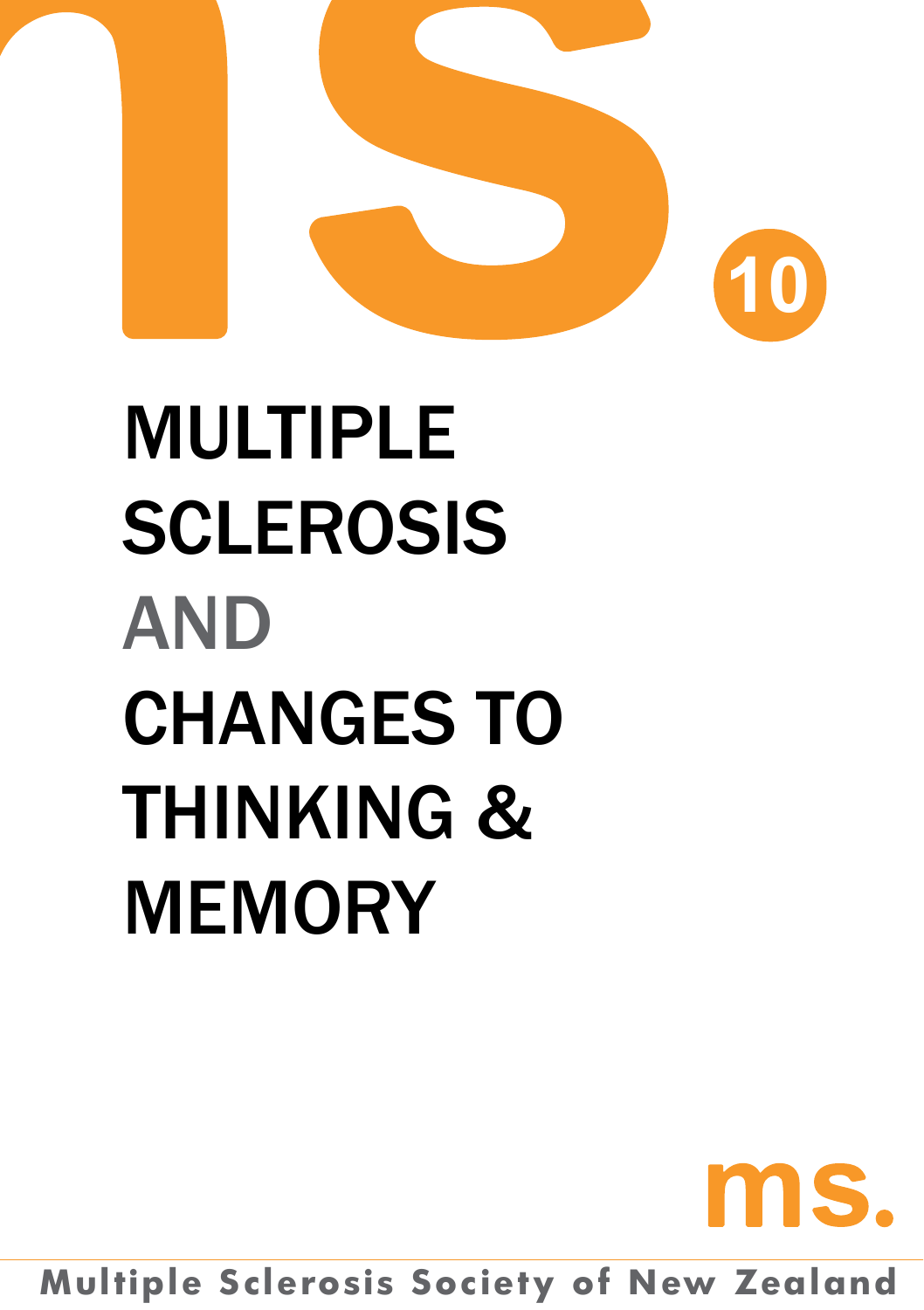10

# MULTIPLE SCLEROSIS AND CHANGES TO THINKING & MEMORY

ms.

Multiple Sclerosis Society of New Zealand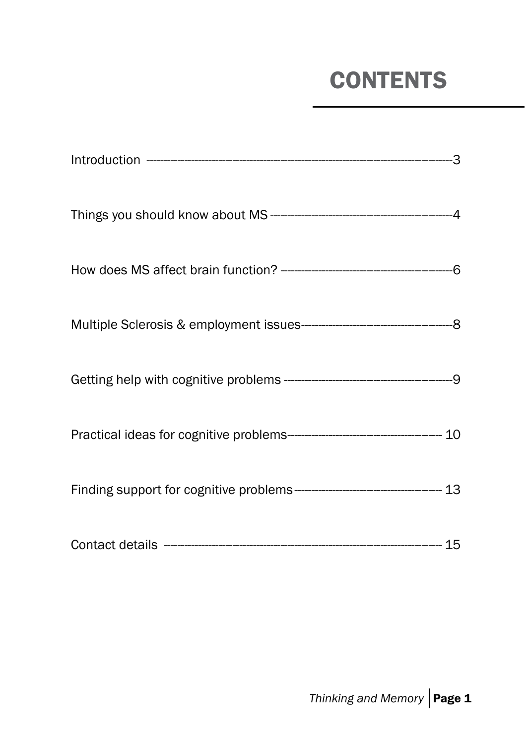# CONTENTS

| | |
|---|---|
| Introduction | 3 |
| Things you should know about MS | 4 |
| How does MS affect brain function? | 6 |
| Multiple Sclerosis & employment issues | 8 |
| Getting help with cognitive problems | 9 |
| Practical ideas for cognitive problems | 10 |
| Finding support for cognitive problems | 13 |
| Contact details | 15 |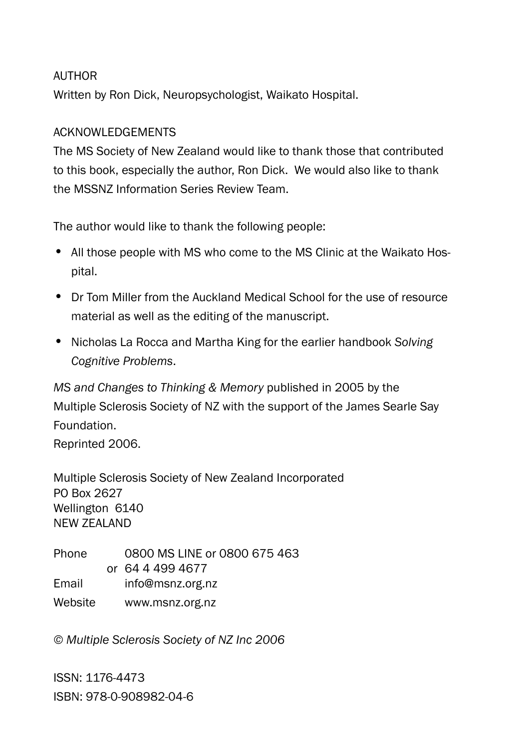AUTHOR

Written by Ron Dick, Neuropsychologist, Waikato Hospital.

ACKNOWLEDGEMENTS

The MS Society of New Zealand would like to thank those that contributed to this book, especially the author, Ron Dick. We would also like to thank the MSSNZ Information Series Review Team.

The author would like to thank the following people:

- All those people with MS who come to the MS Clinic at the Waikato Hospital.
- Dr Tom Miller from the Auckland Medical School for the use of resource material as well as the editing of the manuscript.
- Nicholas La Rocca and Martha King for the earlier handbook *Solving Cognitive Problems*.

*MS and Changes to Thinking & Memory* published in 2005 by the Multiple Sclerosis Society of NZ with the support of the James Searle Say Foundation.
Reprinted 2006.

Multiple Sclerosis Society of New Zealand Incorporated
PO Box 2627
Wellington 6140
NEW ZEALAND

Phone 0800 MS LINE or 0800 675 463
or 64 4 499 4677
Email info@msnz.org.nz
Website www.msnz.org.nz

*© Multiple Sclerosis Society of NZ Inc 2006*

ISSN: 1176-4473
ISBN: 978-0-908982-04-6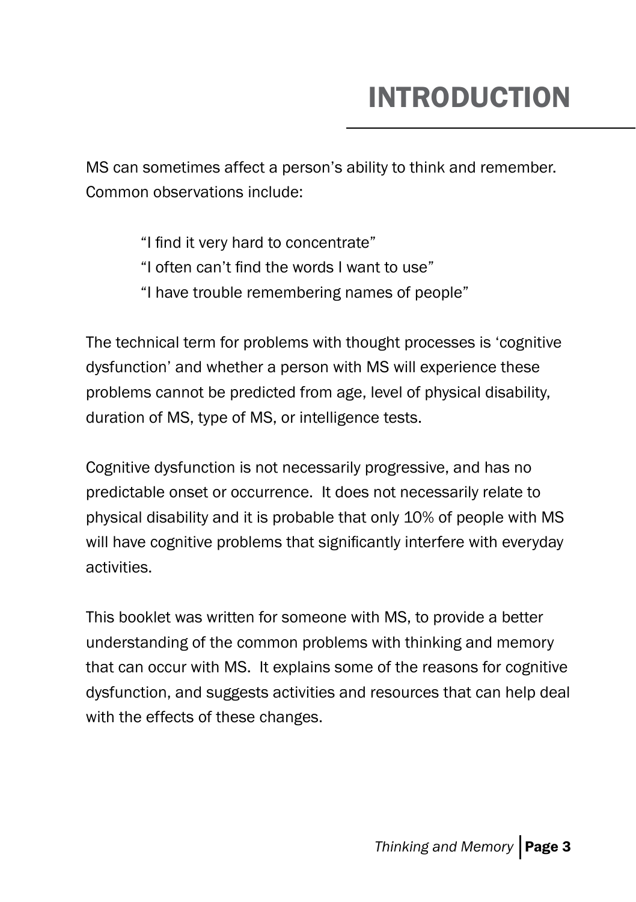# INTRODUCTION

MS can sometimes affect a person's ability to think and remember. Common observations include:

> "I find it very hard to concentrate"
> "I often can't find the words I want to use"
> "I have trouble remembering names of people"

The technical term for problems with thought processes is 'cognitive dysfunction' and whether a person with MS will experience these problems cannot be predicted from age, level of physical disability, duration of MS, type of MS, or intelligence tests.

Cognitive dysfunction is not necessarily progressive, and has no predictable onset or occurrence. It does not necessarily relate to physical disability and it is probable that only 10% of people with MS will have cognitive problems that significantly interfere with everyday activities.

This booklet was written for someone with MS, to provide a better understanding of the common problems with thinking and memory that can occur with MS. It explains some of the reasons for cognitive dysfunction, and suggests activities and resources that can help deal with the effects of these changes.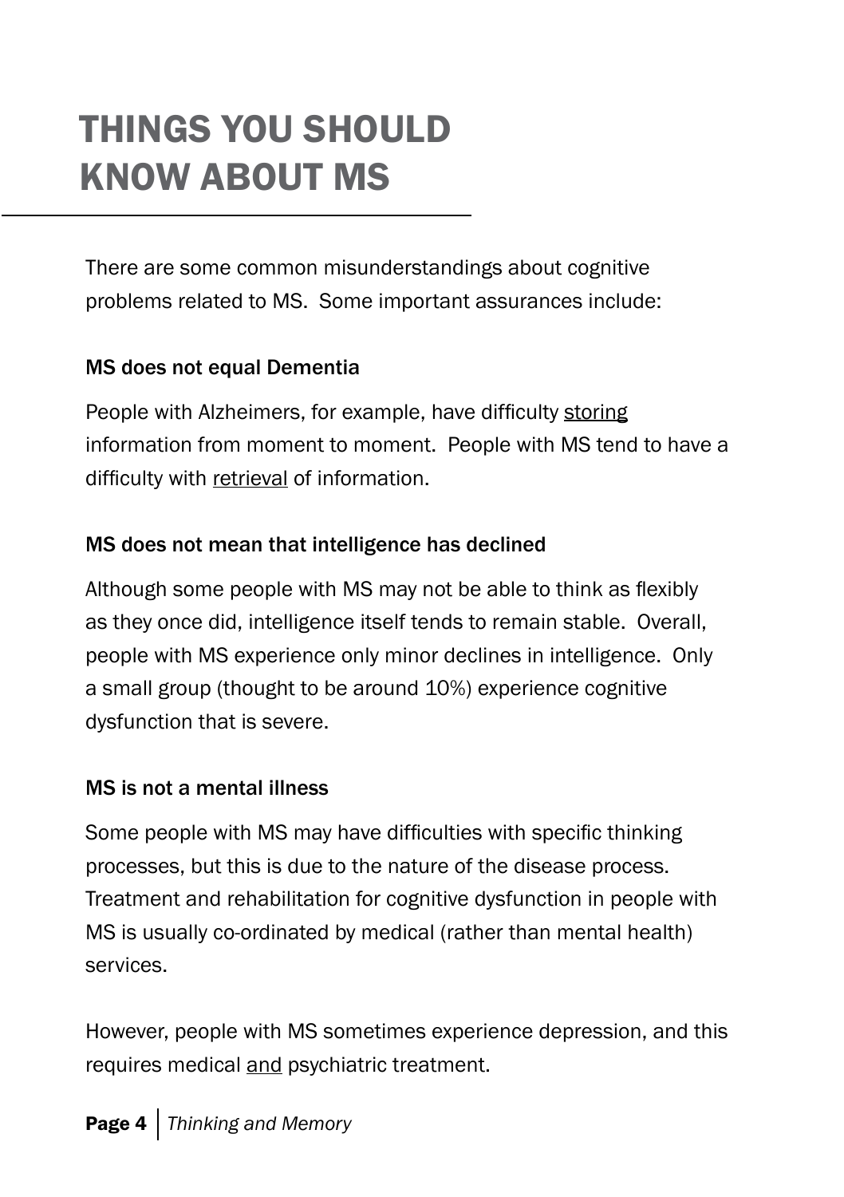# THINGS YOU SHOULD KNOW ABOUT MS

There are some common misunderstandings about cognitive problems related to MS. Some important assurances include:

### MS does not equal Dementia

People with Alzheimers, for example, have difficulty <u>storing</u> information from moment to moment. People with MS tend to have a difficulty with <u>retrieval</u> of information.

### MS does not mean that intelligence has declined

Although some people with MS may not be able to think as flexibly as they once did, intelligence itself tends to remain stable. Overall, people with MS experience only minor declines in intelligence. Only a small group (thought to be around 10%) experience cognitive dysfunction that is severe.

### MS is not a mental illness

Some people with MS may have difficulties with specific thinking processes, but this is due to the nature of the disease process. Treatment and rehabilitation for cognitive dysfunction in people with MS is usually co-ordinated by medical (rather than mental health) services.

However, people with MS sometimes experience depression, and this requires medical <u>and</u> psychiatric treatment.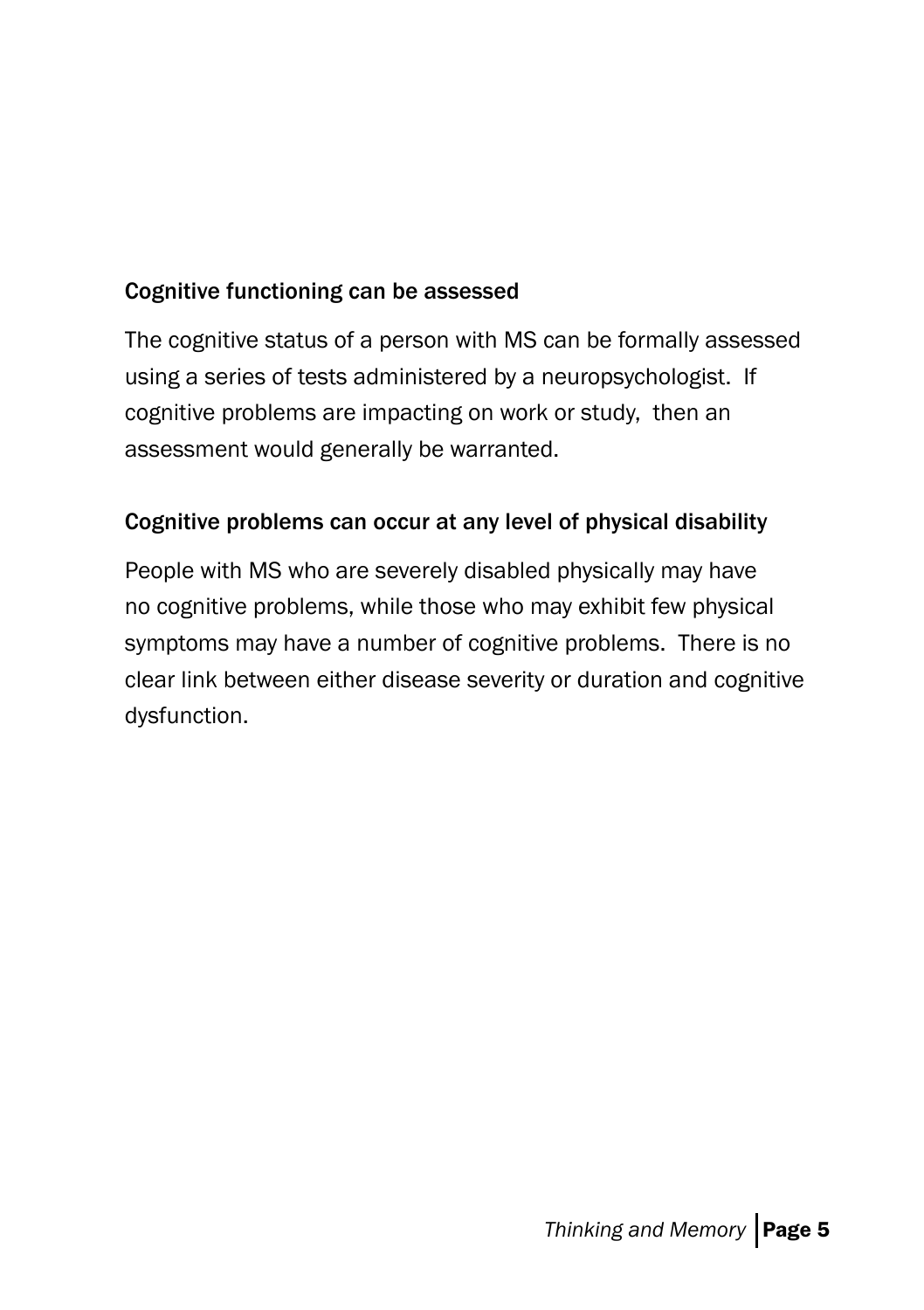### Cognitive functioning can be assessed

The cognitive status of a person with MS can be formally assessed using a series of tests administered by a neuropsychologist. If cognitive problems are impacting on work or study, then an assessment would generally be warranted.

### Cognitive problems can occur at any level of physical disability

People with MS who are severely disabled physically may have no cognitive problems, while those who may exhibit few physical symptoms may have a number of cognitive problems. There is no clear link between either disease severity or duration and cognitive dysfunction.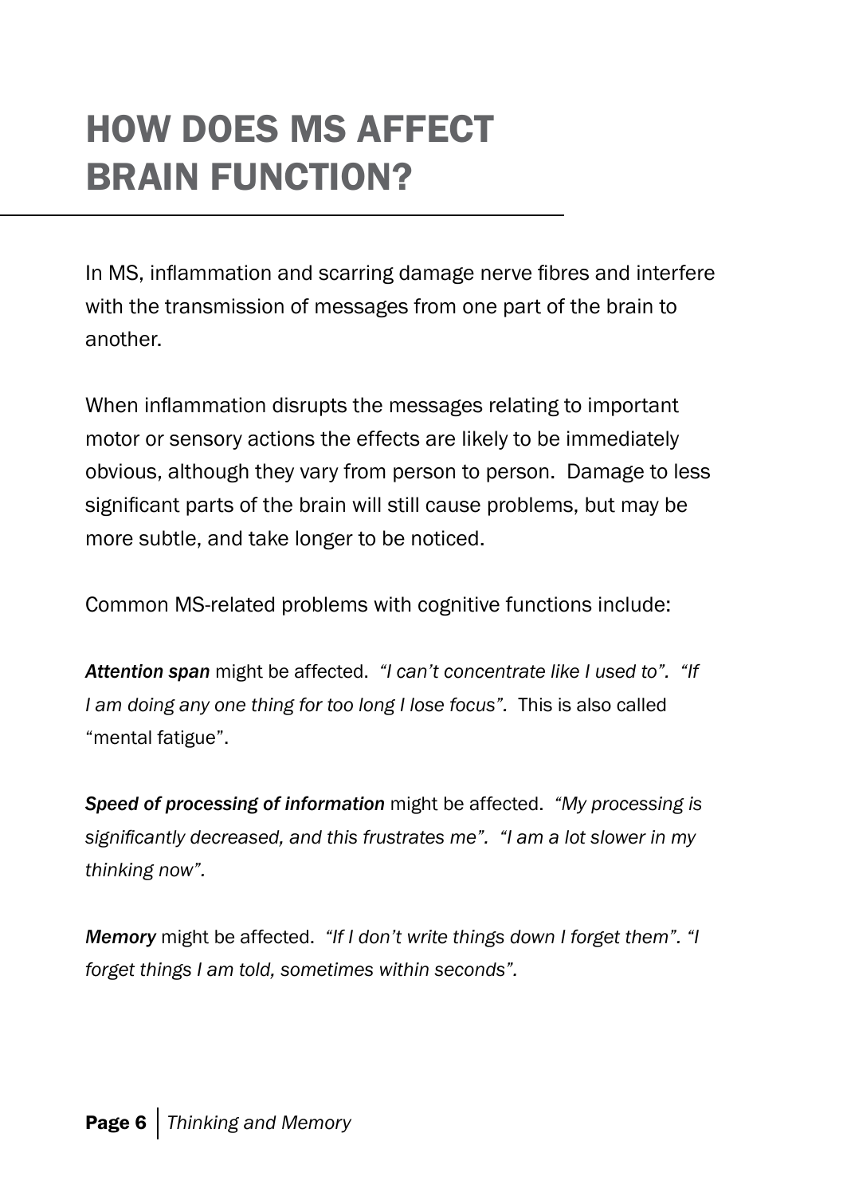# HOW DOES MS AFFECT BRAIN FUNCTION?

In MS, inflammation and scarring damage nerve fibres and interfere with the transmission of messages from one part of the brain to another.

When inflammation disrupts the messages relating to important motor or sensory actions the effects are likely to be immediately obvious, although they vary from person to person. Damage to less significant parts of the brain will still cause problems, but may be more subtle, and take longer to be noticed.

Common MS-related problems with cognitive functions include:

***Attention span*** might be affected. *"I can't concentrate like I used to". "If I am doing any one thing for too long I lose focus".* This is also called "mental fatigue".

***Speed of processing of information*** might be affected. *"My processing is significantly decreased, and this frustrates me". "I am a lot slower in my thinking now".*

***Memory*** might be affected. *"If I don't write things down I forget them". "I forget things I am told, sometimes within seconds".*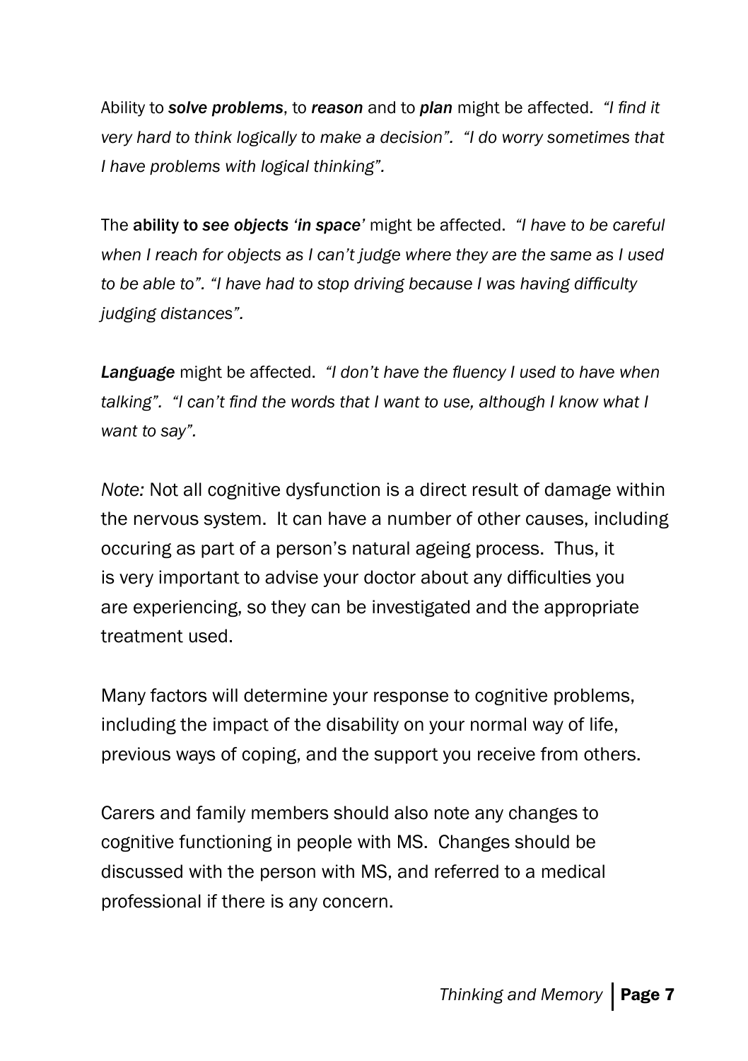Ability to ***solve problems***, to ***reason*** and to ***plan*** might be affected. *"I find it very hard to think logically to make a decision". "I do worry sometimes that I have problems with logical thinking".*

The **ability to *see objects 'in space'*** might be affected. *"I have to be careful when I reach for objects as I can't judge where they are the same as I used to be able to". "I have had to stop driving because I was having difficulty judging distances".*

***Language*** might be affected. *"I don't have the fluency I used to have when talking". "I can't find the words that I want to use, although I know what I want to say".*

*Note:* Not all cognitive dysfunction is a direct result of damage within the nervous system. It can have a number of other causes, including occuring as part of a person's natural ageing process. Thus, it is very important to advise your doctor about any difficulties you are experiencing, so they can be investigated and the appropriate treatment used.

Many factors will determine your response to cognitive problems, including the impact of the disability on your normal way of life, previous ways of coping, and the support you receive from others.

Carers and family members should also note any changes to cognitive functioning in people with MS. Changes should be discussed with the person with MS, and referred to a medical professional if there is any concern.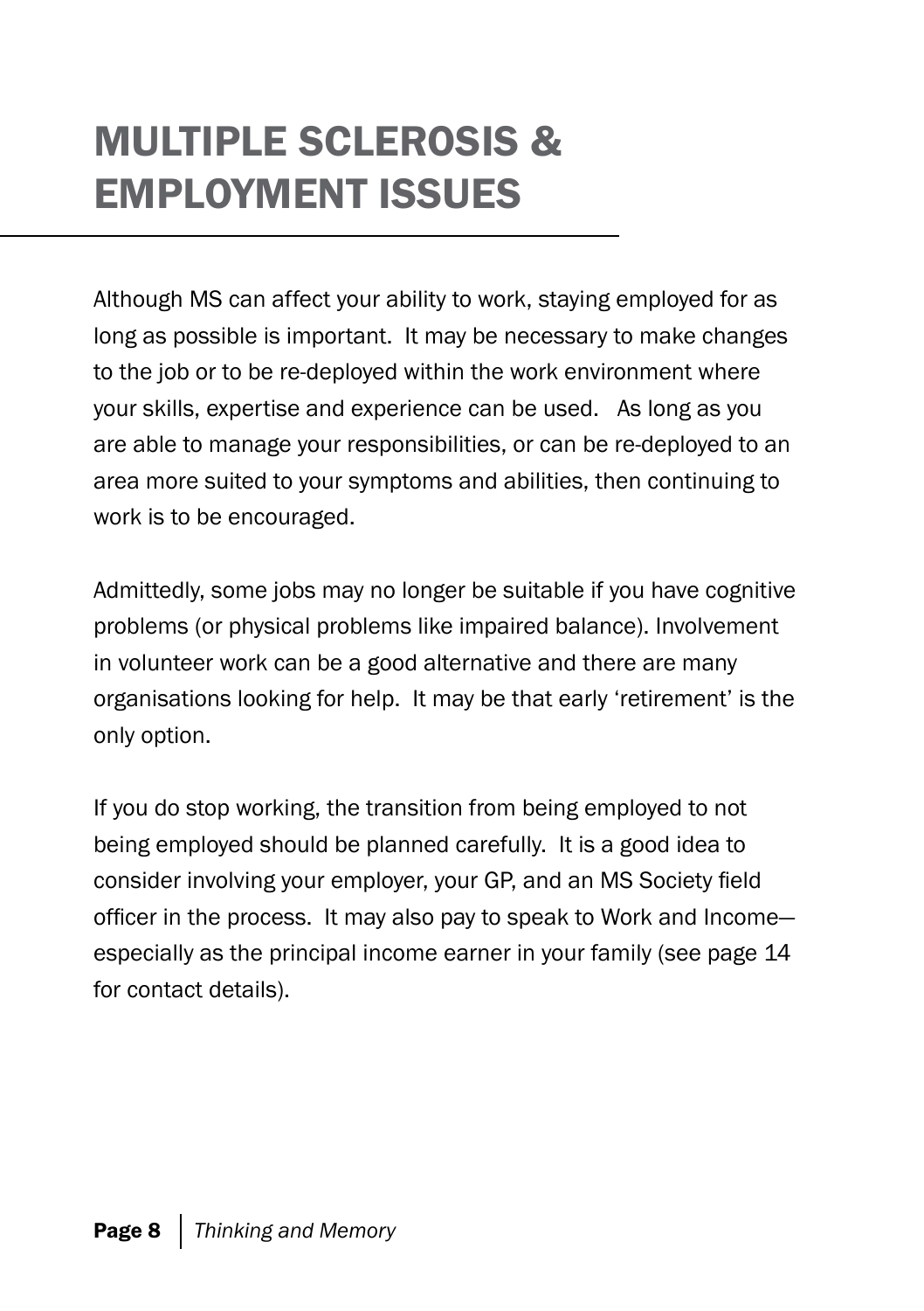# MULTIPLE SCLEROSIS & EMPLOYMENT ISSUES

Although MS can affect your ability to work, staying employed for as long as possible is important. It may be necessary to make changes to the job or to be re-deployed within the work environment where your skills, expertise and experience can be used. As long as you are able to manage your responsibilities, or can be re-deployed to an area more suited to your symptoms and abilities, then continuing to work is to be encouraged.

Admittedly, some jobs may no longer be suitable if you have cognitive problems (or physical problems like impaired balance). Involvement in volunteer work can be a good alternative and there are many organisations looking for help. It may be that early 'retirement' is the only option.

If you do stop working, the transition from being employed to not being employed should be planned carefully. It is a good idea to consider involving your employer, your GP, and an MS Society field officer in the process. It may also pay to speak to Work and Income—especially as the principal income earner in your family (see page 14 for contact details).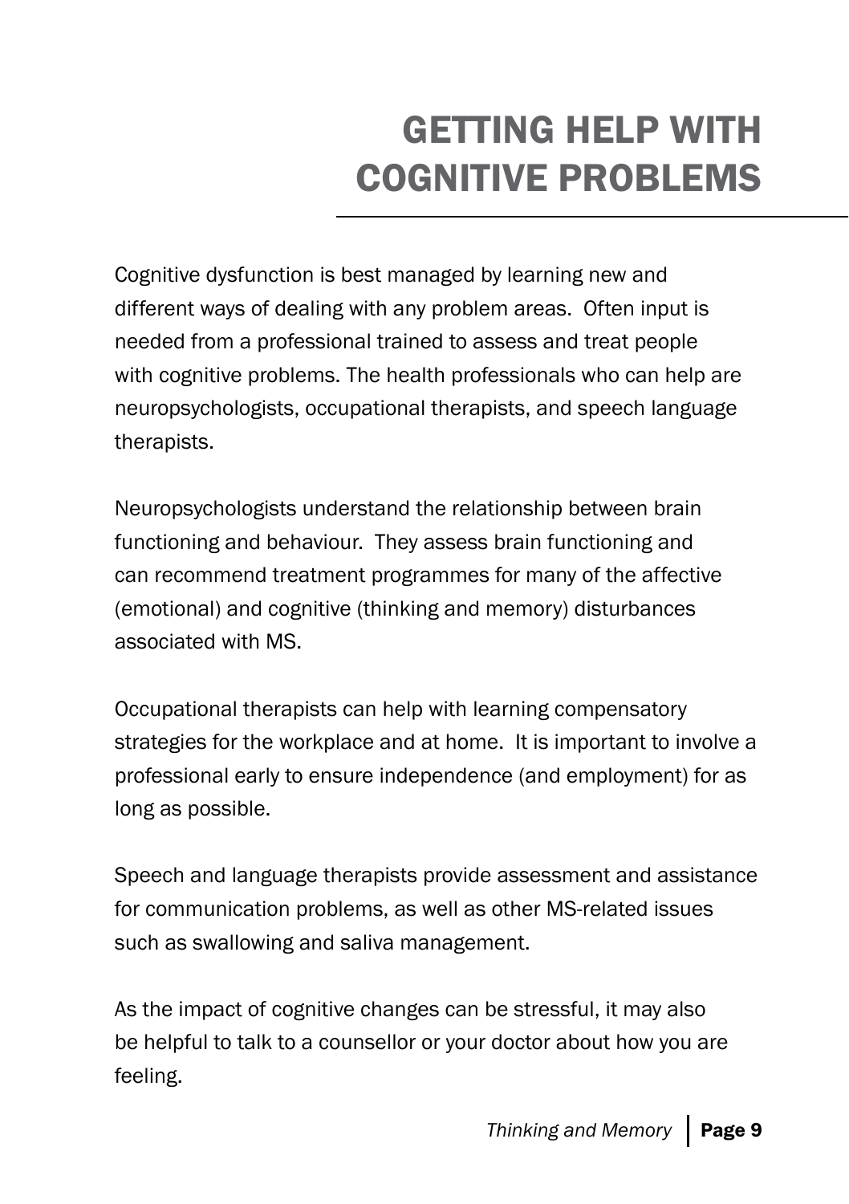# GETTING HELP WITH COGNITIVE PROBLEMS

Cognitive dysfunction is best managed by learning new and different ways of dealing with any problem areas.  Often input is needed from a professional trained to assess and treat people with cognitive problems. The health professionals who can help are neuropsychologists, occupational therapists, and speech language therapists.

Neuropsychologists understand the relationship between brain functioning and behaviour.  They assess brain functioning and can recommend treatment programmes for many of the affective (emotional) and cognitive (thinking and memory) disturbances associated with MS.

Occupational therapists can help with learning compensatory strategies for the workplace and at home.  It is important to involve a professional early to ensure independence (and employment) for as long as possible.

Speech and language therapists provide assessment and assistance for communication problems, as well as other MS-related issues such as swallowing and saliva management.

As the impact of cognitive changes can be stressful, it may also be helpful to talk to a counsellor or your doctor about how you are feeling.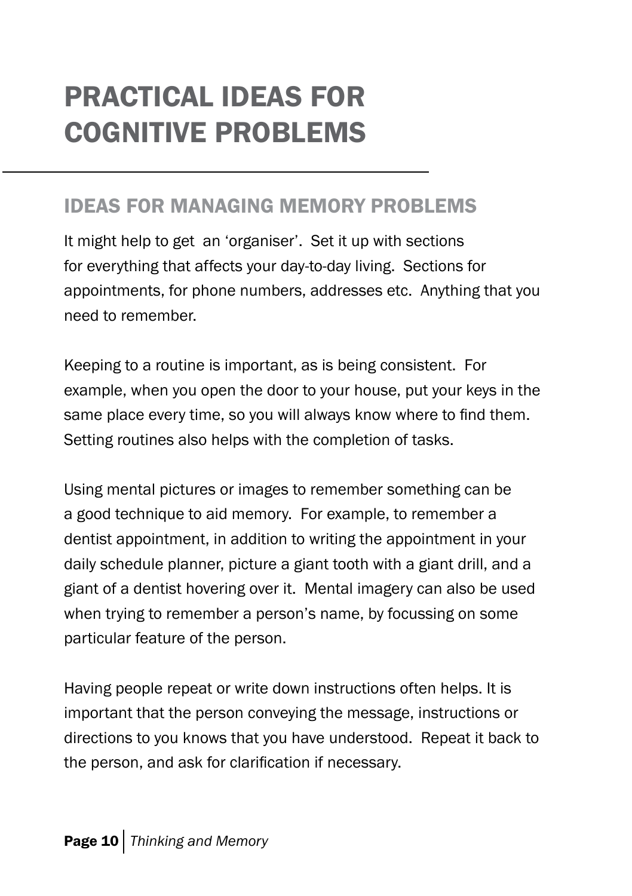# PRACTICAL IDEAS FOR COGNITIVE PROBLEMS

## IDEAS FOR MANAGING MEMORY PROBLEMS

It might help to get an 'organiser'. Set it up with sections for everything that affects your day-to-day living. Sections for appointments, for phone numbers, addresses etc. Anything that you need to remember.

Keeping to a routine is important, as is being consistent. For example, when you open the door to your house, put your keys in the same place every time, so you will always know where to find them. Setting routines also helps with the completion of tasks.

Using mental pictures or images to remember something can be a good technique to aid memory. For example, to remember a dentist appointment, in addition to writing the appointment in your daily schedule planner, picture a giant tooth with a giant drill, and a giant of a dentist hovering over it. Mental imagery can also be used when trying to remember a person's name, by focussing on some particular feature of the person.

Having people repeat or write down instructions often helps. It is important that the person conveying the message, instructions or directions to you knows that you have understood. Repeat it back to the person, and ask for clarification if necessary.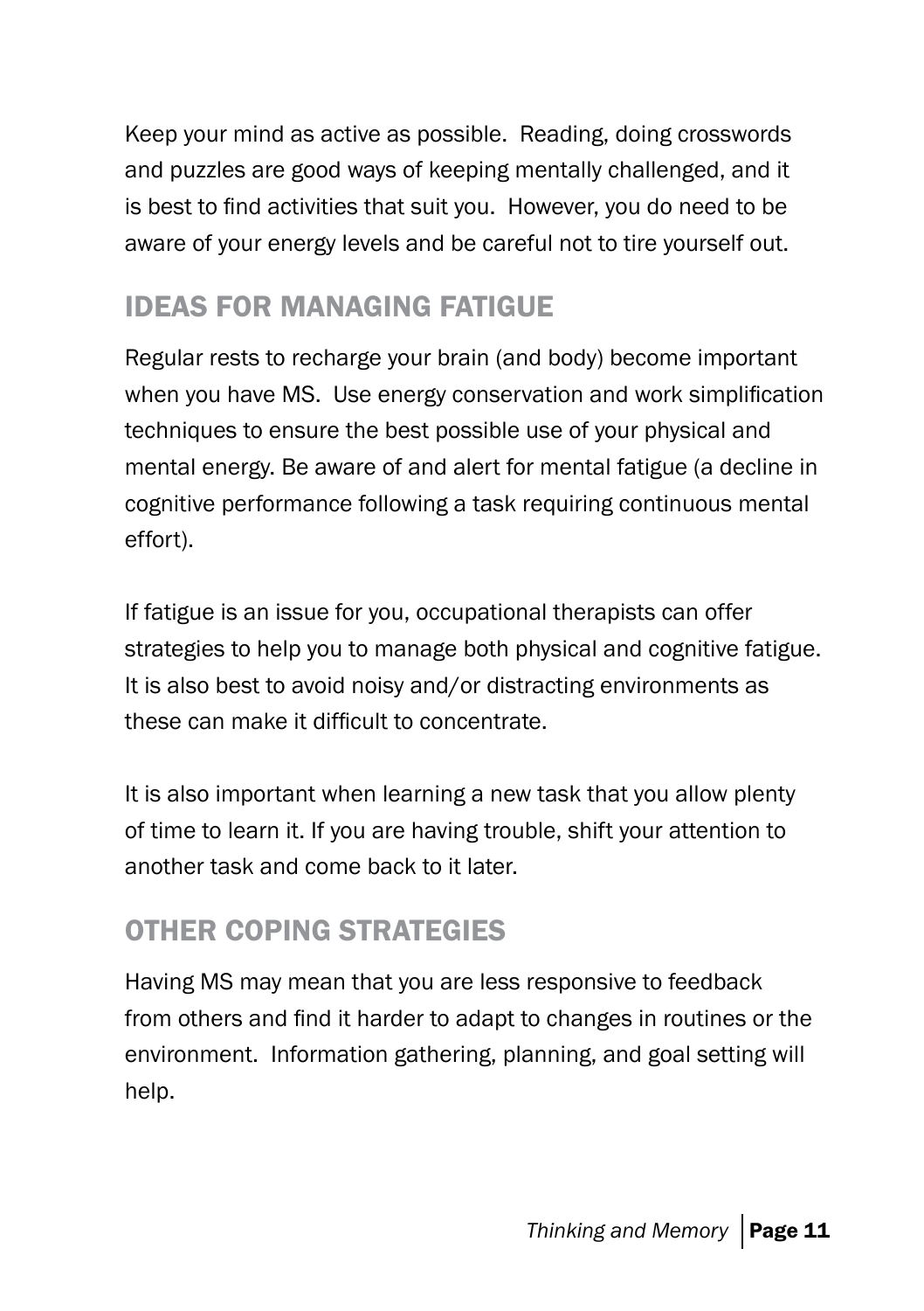Keep your mind as active as possible. Reading, doing crosswords and puzzles are good ways of keeping mentally challenged, and it is best to find activities that suit you. However, you do need to be aware of your energy levels and be careful not to tire yourself out.

## IDEAS FOR MANAGING FATIGUE

Regular rests to recharge your brain (and body) become important when you have MS. Use energy conservation and work simplification techniques to ensure the best possible use of your physical and mental energy. Be aware of and alert for mental fatigue (a decline in cognitive performance following a task requiring continuous mental effort).

If fatigue is an issue for you, occupational therapists can offer strategies to help you to manage both physical and cognitive fatigue. It is also best to avoid noisy and/or distracting environments as these can make it difficult to concentrate.

It is also important when learning a new task that you allow plenty of time to learn it. If you are having trouble, shift your attention to another task and come back to it later.

## OTHER COPING STRATEGIES

Having MS may mean that you are less responsive to feedback from others and find it harder to adapt to changes in routines or the environment. Information gathering, planning, and goal setting will help.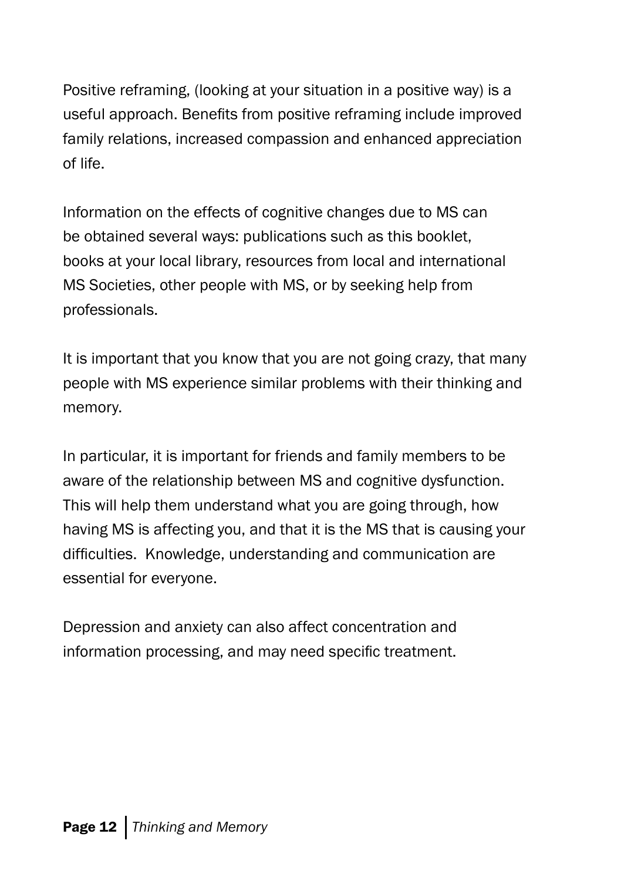Positive reframing, (looking at your situation in a positive way) is a useful approach. Benefits from positive reframing include improved family relations, increased compassion and enhanced appreciation of life.

Information on the effects of cognitive changes due to MS can be obtained several ways: publications such as this booklet, books at your local library, resources from local and international MS Societies, other people with MS, or by seeking help from professionals.

It is important that you know that you are not going crazy, that many people with MS experience similar problems with their thinking and memory.

In particular, it is important for friends and family members to be aware of the relationship between MS and cognitive dysfunction. This will help them understand what you are going through, how having MS is affecting you, and that it is the MS that is causing your difficulties. Knowledge, understanding and communication are essential for everyone.

Depression and anxiety can also affect concentration and information processing, and may need specific treatment.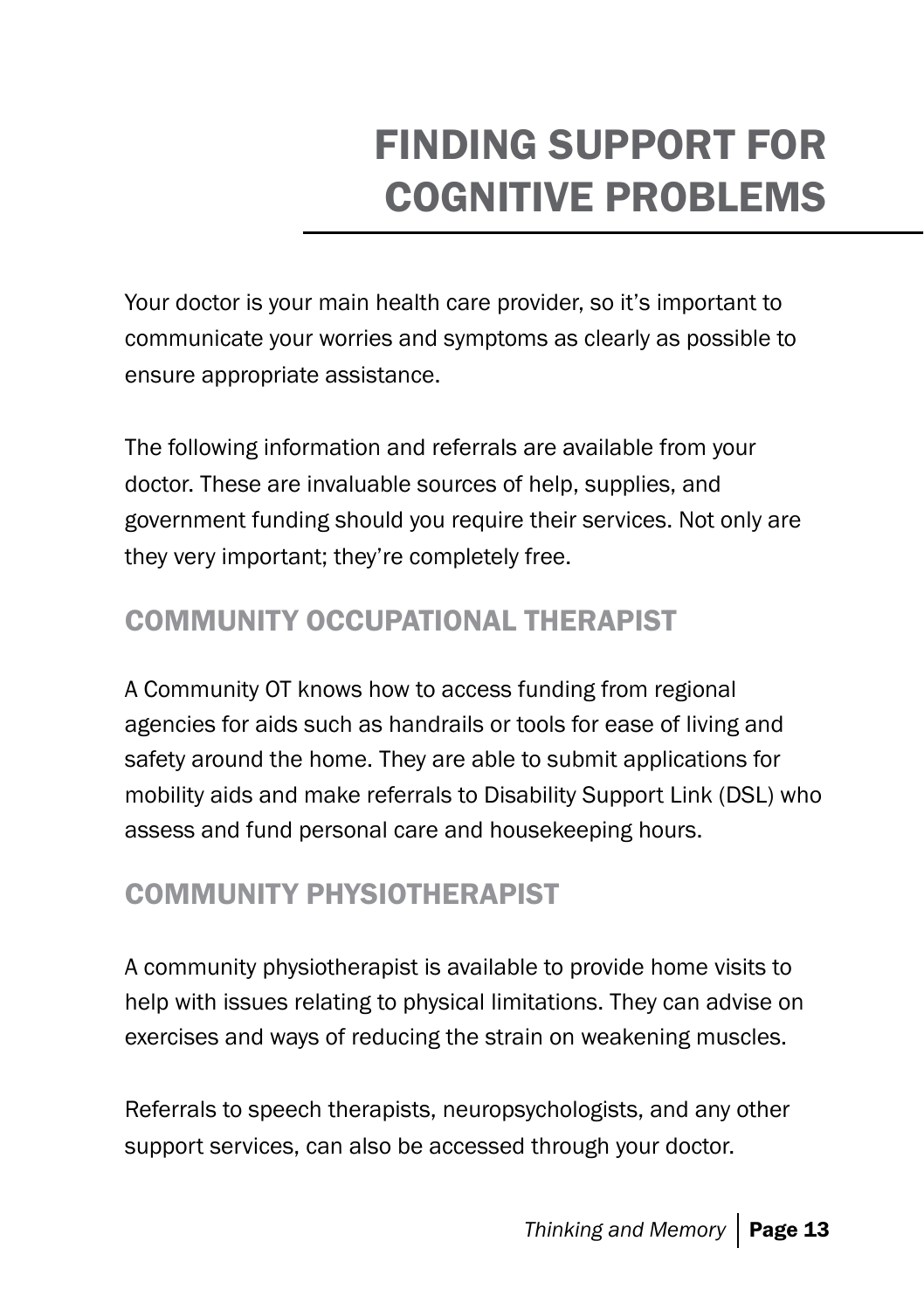# FINDING SUPPORT FOR COGNITIVE PROBLEMS

Your doctor is your main health care provider, so it's important to communicate your worries and symptoms as clearly as possible to ensure appropriate assistance.

The following information and referrals are available from your doctor. These are invaluable sources of help, supplies, and government funding should you require their services. Not only are they very important; they're completely free.

## COMMUNITY OCCUPATIONAL THERAPIST

A Community OT knows how to access funding from regional agencies for aids such as handrails or tools for ease of living and safety around the home. They are able to submit applications for mobility aids and make referrals to Disability Support Link (DSL) who assess and fund personal care and housekeeping hours.

## COMMUNITY PHYSIOTHERAPIST

A community physiotherapist is available to provide home visits to help with issues relating to physical limitations. They can advise on exercises and ways of reducing the strain on weakening muscles.

Referrals to speech therapists, neuropsychologists, and any other support services, can also be accessed through your doctor.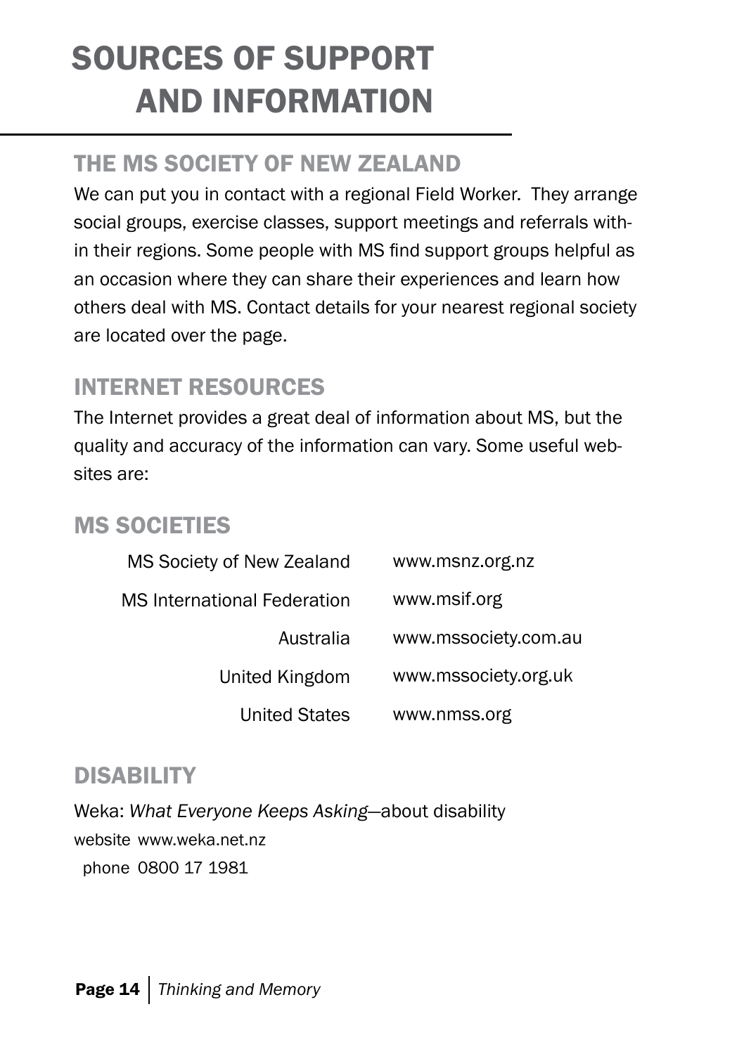# SOURCES OF SUPPORT AND INFORMATION

## THE MS SOCIETY OF NEW ZEALAND

We can put you in contact with a regional Field Worker. They arrange social groups, exercise classes, support meetings and referrals within their regions. Some people with MS find support groups helpful as an occasion where they can share their experiences and learn how others deal with MS. Contact details for your nearest regional society are located over the page.

## INTERNET RESOURCES

The Internet provides a great deal of information about MS, but the quality and accuracy of the information can vary. Some useful websites are:

## MS SOCIETIES

| | |
|---|---|
| MS Society of New Zealand | www.msnz.org.nz |
| MS International Federation | www.msif.org |
| Australia | www.mssociety.com.au |
| United Kingdom | www.mssociety.org.uk |
| United States | www.nmss.org |

## DISABILITY

Weka: *What Everyone Keeps Asking*—about disability

website www.weka.net.nz

phone 0800 17 1981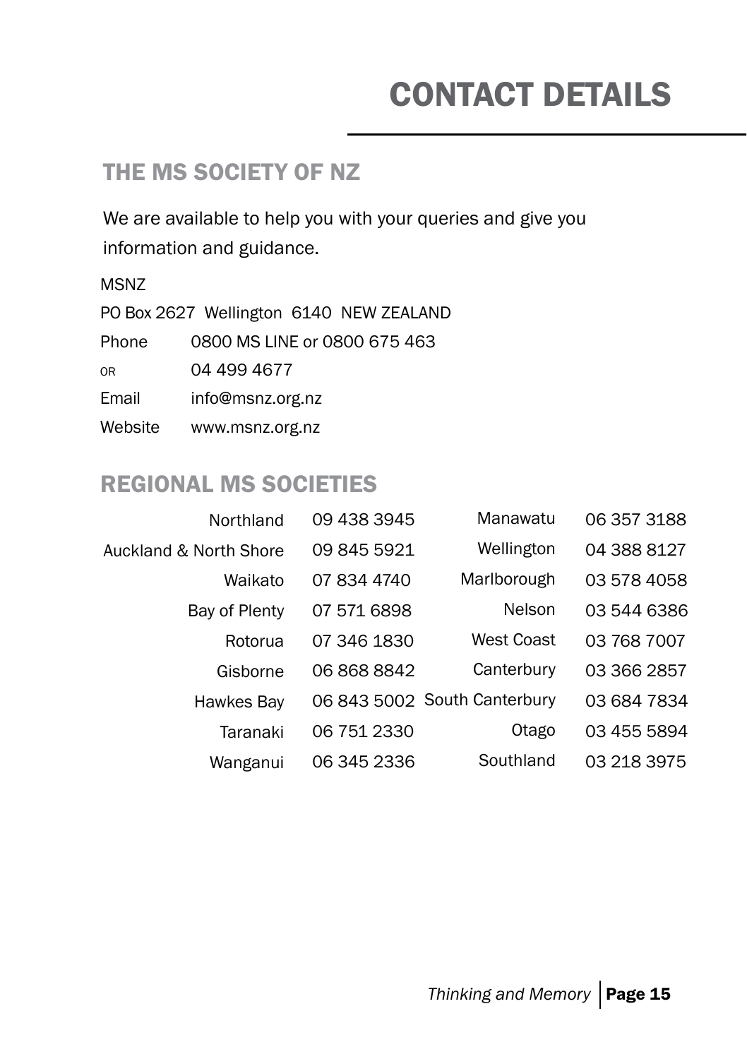# CONTACT DETAILS

## THE MS SOCIETY OF NZ

We are available to help you with your queries and give you information and guidance.

MSNZ

PO Box 2627 Wellington 6140 NEW ZEALAND

Phone 0800 MS LINE or 0800 675 463

OR 04 499 4677

Email info@msnz.org.nz

Website www.msnz.org.nz

## REGIONAL MS SOCIETIES

| Region | Phone | Region | Phone |
|---|---|---|---|
| Northland | 09 438 3945 | Manawatu | 06 357 3188 |
| Auckland & North Shore | 09 845 5921 | Wellington | 04 388 8127 |
| Waikato | 07 834 4740 | Marlborough | 03 578 4058 |
| Bay of Plenty | 07 571 6898 | Nelson | 03 544 6386 |
| Rotorua | 07 346 1830 | West Coast | 03 768 7007 |
| Gisborne | 06 868 8842 | Canterbury | 03 366 2857 |
| Hawkes Bay | 06 843 5002 | South Canterbury | 03 684 7834 |
| Taranaki | 06 751 2330 | Otago | 03 455 5894 |
| Wanganui | 06 345 2336 | Southland | 03 218 3975 |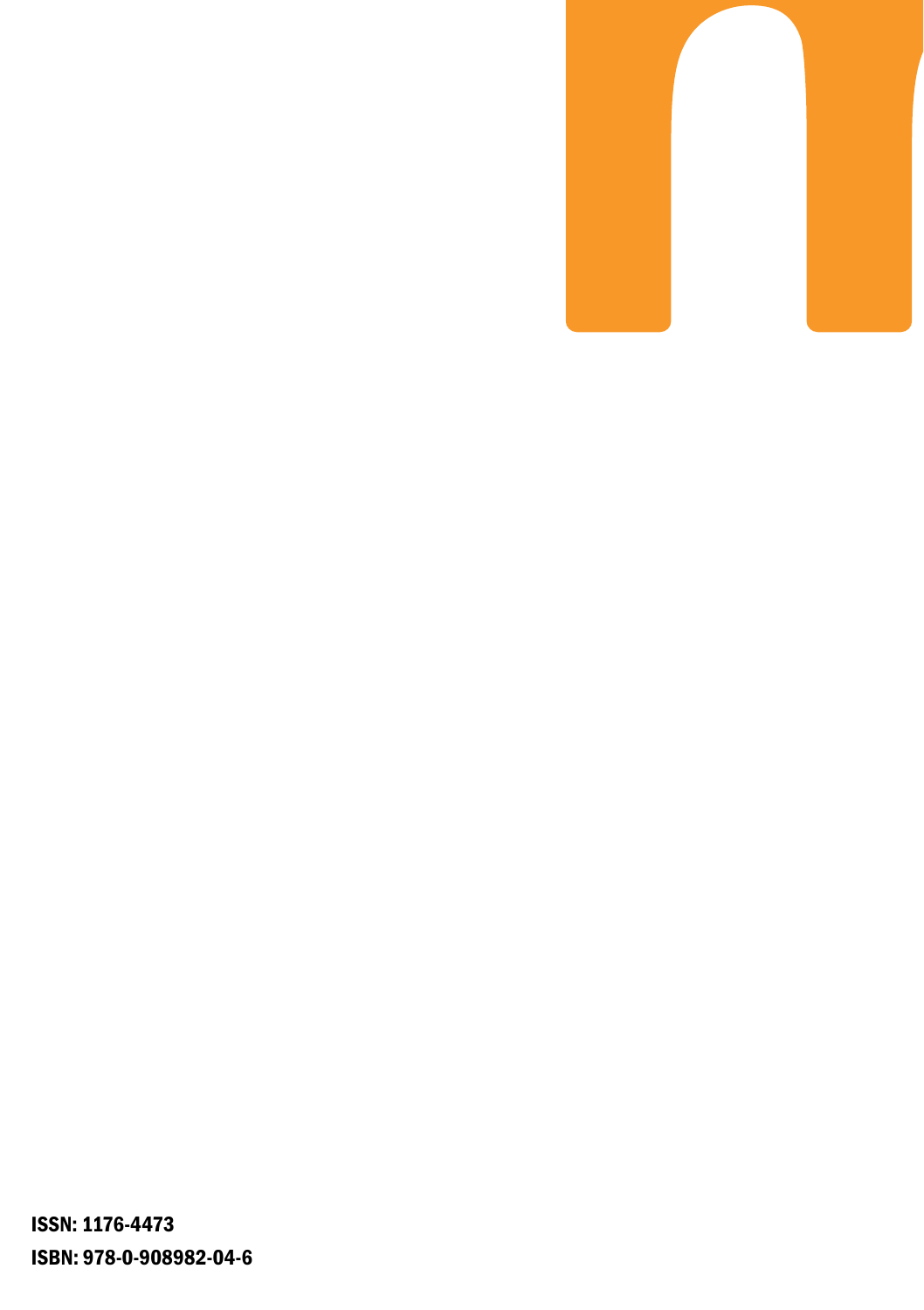ISSN: 1176-4473

ISBN: 978-0-908982-04-6